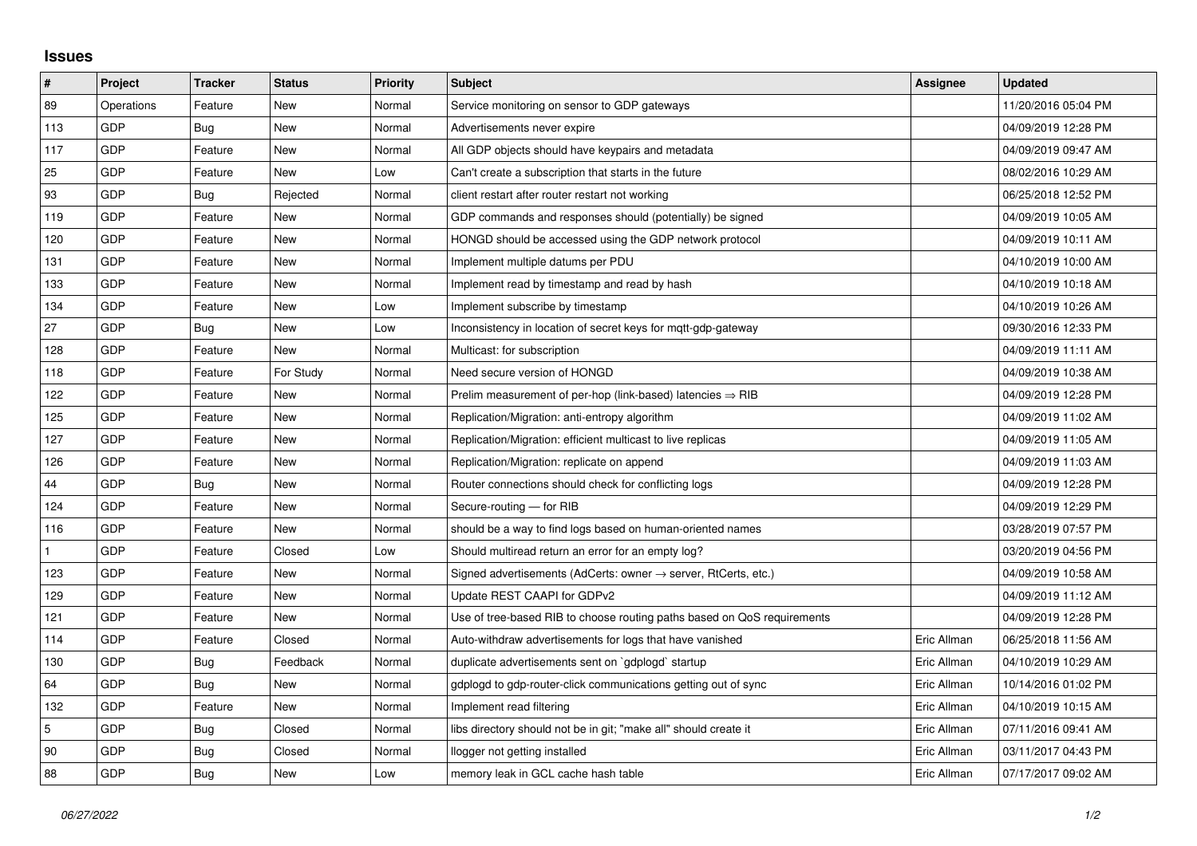## Issues

| # | Project | Tracker | Status | Priority | Subject | Assignee | Updated |
|---|---|---|---|---|---|---|---|
| 89 | Operations | Feature | New | Normal | Service monitoring on sensor to GDP gateways | | 11/20/2016 05:04 PM |
| 113 | GDP | Bug | New | Normal | Advertisements never expire | | 04/09/2019 12:28 PM |
| 117 | GDP | Feature | New | Normal | All GDP objects should have keypairs and metadata | | 04/09/2019 09:47 AM |
| 25 | GDP | Feature | New | Low | Can't create a subscription that starts in the future | | 08/02/2016 10:29 AM |
| 93 | GDP | Bug | Rejected | Normal | client restart after router restart not working | | 06/25/2018 12:52 PM |
| 119 | GDP | Feature | New | Normal | GDP commands and responses should (potentially) be signed | | 04/09/2019 10:05 AM |
| 120 | GDP | Feature | New | Normal | HONGD should be accessed using the GDP network protocol | | 04/09/2019 10:11 AM |
| 131 | GDP | Feature | New | Normal | Implement multiple datums per PDU | | 04/10/2019 10:00 AM |
| 133 | GDP | Feature | New | Normal | Implement read by timestamp and read by hash | | 04/10/2019 10:18 AM |
| 134 | GDP | Feature | New | Low | Implement subscribe by timestamp | | 04/10/2019 10:26 AM |
| 27 | GDP | Bug | New | Low | Inconsistency in location of secret keys for mqtt-gdp-gateway | | 09/30/2016 12:33 PM |
| 128 | GDP | Feature | New | Normal | Multicast: for subscription | | 04/09/2019 11:11 AM |
| 118 | GDP | Feature | For Study | Normal | Need secure version of HONGD | | 04/09/2019 10:38 AM |
| 122 | GDP | Feature | New | Normal | Prelim measurement of per-hop (link-based) latencies ⇒ RIB | | 04/09/2019 12:28 PM |
| 125 | GDP | Feature | New | Normal | Replication/Migration: anti-entropy algorithm | | 04/09/2019 11:02 AM |
| 127 | GDP | Feature | New | Normal | Replication/Migration: efficient multicast to live replicas | | 04/09/2019 11:05 AM |
| 126 | GDP | Feature | New | Normal | Replication/Migration: replicate on append | | 04/09/2019 11:03 AM |
| 44 | GDP | Bug | New | Normal | Router connections should check for conflicting logs | | 04/09/2019 12:28 PM |
| 124 | GDP | Feature | New | Normal | Secure-routing — for RIB | | 04/09/2019 12:29 PM |
| 116 | GDP | Feature | New | Normal | should be a way to find logs based on human-oriented names | | 03/28/2019 07:57 PM |
| 1 | GDP | Feature | Closed | Low | Should multiread return an error for an empty log? | | 03/20/2019 04:56 PM |
| 123 | GDP | Feature | New | Normal | Signed advertisements (AdCerts: owner → server, RtCerts, etc.) | | 04/09/2019 10:58 AM |
| 129 | GDP | Feature | New | Normal | Update REST CAAPI for GDPv2 | | 04/09/2019 11:12 AM |
| 121 | GDP | Feature | New | Normal | Use of tree-based RIB to choose routing paths based on QoS requirements | | 04/09/2019 12:28 PM |
| 114 | GDP | Feature | Closed | Normal | Auto-withdraw advertisements for logs that have vanished | Eric Allman | 06/25/2018 11:56 AM |
| 130 | GDP | Bug | Feedback | Normal | duplicate advertisements sent on `gdplogd` startup | Eric Allman | 04/10/2019 10:29 AM |
| 64 | GDP | Bug | New | Normal | gdplogd to gdp-router-click communications getting out of sync | Eric Allman | 10/14/2016 01:02 PM |
| 132 | GDP | Feature | New | Normal | Implement read filtering | Eric Allman | 04/10/2019 10:15 AM |
| 5 | GDP | Bug | Closed | Normal | libs directory should not be in git; "make all" should create it | Eric Allman | 07/11/2016 09:41 AM |
| 90 | GDP | Bug | Closed | Normal | llogger not getting installed | Eric Allman | 03/11/2017 04:43 PM |
| 88 | GDP | Bug | New | Low | memory leak in GCL cache hash table | Eric Allman | 07/17/2017 09:02 AM |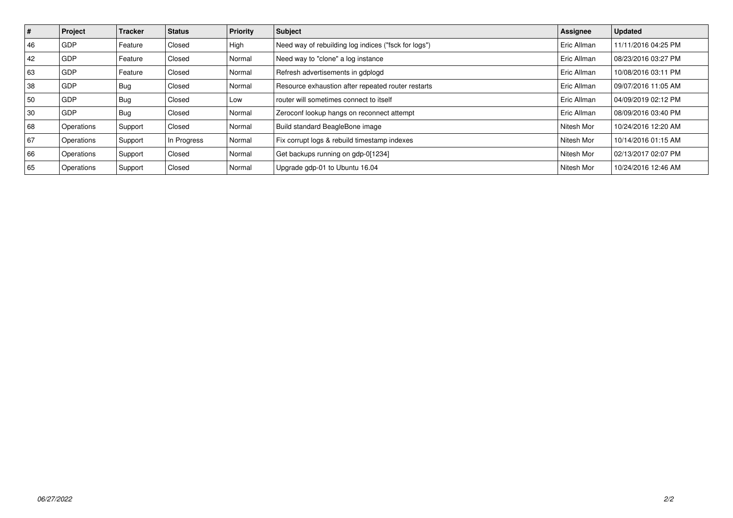| # | Project | Tracker | Status | Priority | Subject | Assignee | Updated |
|---|---|---|---|---|---|---|---|
| 46 | GDP | Feature | Closed | High | Need way of rebuilding log indices ("fsck for logs") | Eric Allman | 11/11/2016 04:25 PM |
| 42 | GDP | Feature | Closed | Normal | Need way to "clone" a log instance | Eric Allman | 08/23/2016 03:27 PM |
| 63 | GDP | Feature | Closed | Normal | Refresh advertisements in gdplogd | Eric Allman | 10/08/2016 03:11 PM |
| 38 | GDP | Bug | Closed | Normal | Resource exhaustion after repeated router restarts | Eric Allman | 09/07/2016 11:05 AM |
| 50 | GDP | Bug | Closed | Low | router will sometimes connect to itself | Eric Allman | 04/09/2019 02:12 PM |
| 30 | GDP | Bug | Closed | Normal | Zeroconf lookup hangs on reconnect attempt | Eric Allman | 08/09/2016 03:40 PM |
| 68 | Operations | Support | Closed | Normal | Build standard BeagleBone image | Nitesh Mor | 10/24/2016 12:20 AM |
| 67 | Operations | Support | In Progress | Normal | Fix corrupt logs & rebuild timestamp indexes | Nitesh Mor | 10/14/2016 01:15 AM |
| 66 | Operations | Support | Closed | Normal | Get backups running on gdp-0[1234] | Nitesh Mor | 02/13/2017 02:07 PM |
| 65 | Operations | Support | Closed | Normal | Upgrade gdp-01 to Ubuntu 16.04 | Nitesh Mor | 10/24/2016 12:46 AM |